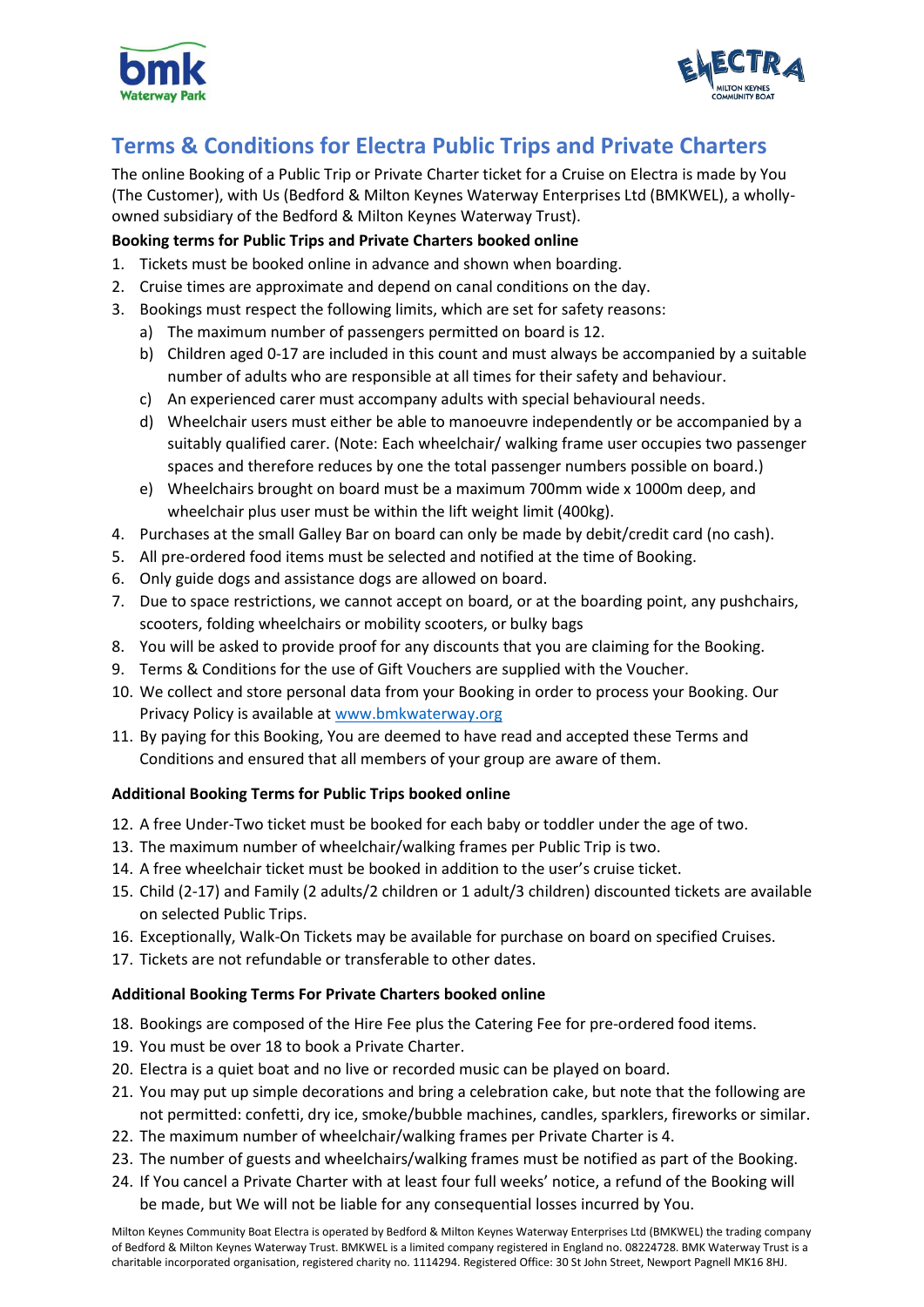# Terms & Conditions for Electra Public Trips and Private Charters

The online Booking of a Public Trip or Private Charter ticket for a Cruise on Electra is made by You (The Customer), with Us (Bedford & Milton Keynes Waterway Enterprises Ltd (BMKWEL), a wholly-owned subsidiary of the Bedford & Milton Keynes Waterway Trust).

**Booking terms for Public Trips and Private Charters booked online**

1. Tickets must be booked online in advance and shown when boarding.
2. Cruise times are approximate and depend on canal conditions on the day.
3. Bookings must respect the following limits, which are set for safety reasons:
   a) The maximum number of passengers permitted on board is 12.
   b) Children aged 0-17 are included in this count and must always be accompanied by a suitable number of adults who are responsible at all times for their safety and behaviour.
   c) An experienced carer must accompany adults with special behavioural needs.
   d) Wheelchair users must either be able to manoeuvre independently or be accompanied by a suitably qualified carer. (Note: Each wheelchair/ walking frame user occupies two passenger spaces and therefore reduces by one the total passenger numbers possible on board.)
   e) Wheelchairs brought on board must be a maximum 700mm wide x 1000m deep, and wheelchair plus user must be within the lift weight limit (400kg).
4. Purchases at the small Galley Bar on board can only be made by debit/credit card (no cash).
5. All pre-ordered food items must be selected and notified at the time of Booking.
6. Only guide dogs and assistance dogs are allowed on board.
7. Due to space restrictions, we cannot accept on board, or at the boarding point, any pushchairs, scooters, folding wheelchairs or mobility scooters, or bulky bags
8. You will be asked to provide proof for any discounts that you are claiming for the Booking.
9. Terms & Conditions for the use of Gift Vouchers are supplied with the Voucher.
10. We collect and store personal data from your Booking in order to process your Booking. Our Privacy Policy is available at [www.bmkwaterway.org](www.bmkwaterway.org)
11. By paying for this Booking, You are deemed to have read and accepted these Terms and Conditions and ensured that all members of your group are aware of them.

**Additional Booking Terms for Public Trips booked online**

12. A free Under-Two ticket must be booked for each baby or toddler under the age of two.
13. The maximum number of wheelchair/walking frames per Public Trip is two.
14. A free wheelchair ticket must be booked in addition to the user's cruise ticket.
15. Child (2-17) and Family (2 adults/2 children or 1 adult/3 children) discounted tickets are available on selected Public Trips.
16. Exceptionally, Walk-On Tickets may be available for purchase on board on specified Cruises.
17. Tickets are not refundable or transferable to other dates.

**Additional Booking Terms For Private Charters booked online**

18. Bookings are composed of the Hire Fee plus the Catering Fee for pre-ordered food items.
19. You must be over 18 to book a Private Charter.
20. Electra is a quiet boat and no live or recorded music can be played on board.
21. You may put up simple decorations and bring a celebration cake, but note that the following are not permitted: confetti, dry ice, smoke/bubble machines, candles, sparklers, fireworks or similar.
22. The maximum number of wheelchair/walking frames per Private Charter is 4.
23. The number of guests and wheelchairs/walking frames must be notified as part of the Booking.
24. If You cancel a Private Charter with at least four full weeks' notice, a refund of the Booking will be made, but We will not be liable for any consequential losses incurred by You.

Milton Keynes Community Boat Electra is operated by Bedford & Milton Keynes Waterway Enterprises Ltd (BMKWEL) the trading company of Bedford & Milton Keynes Waterway Trust. BMKWEL is a limited company registered in England no. 08224728. BMK Waterway Trust is a charitable incorporated organisation, registered charity no. 1114294. Registered Office: 30 St John Street, Newport Pagnell MK16 8HJ.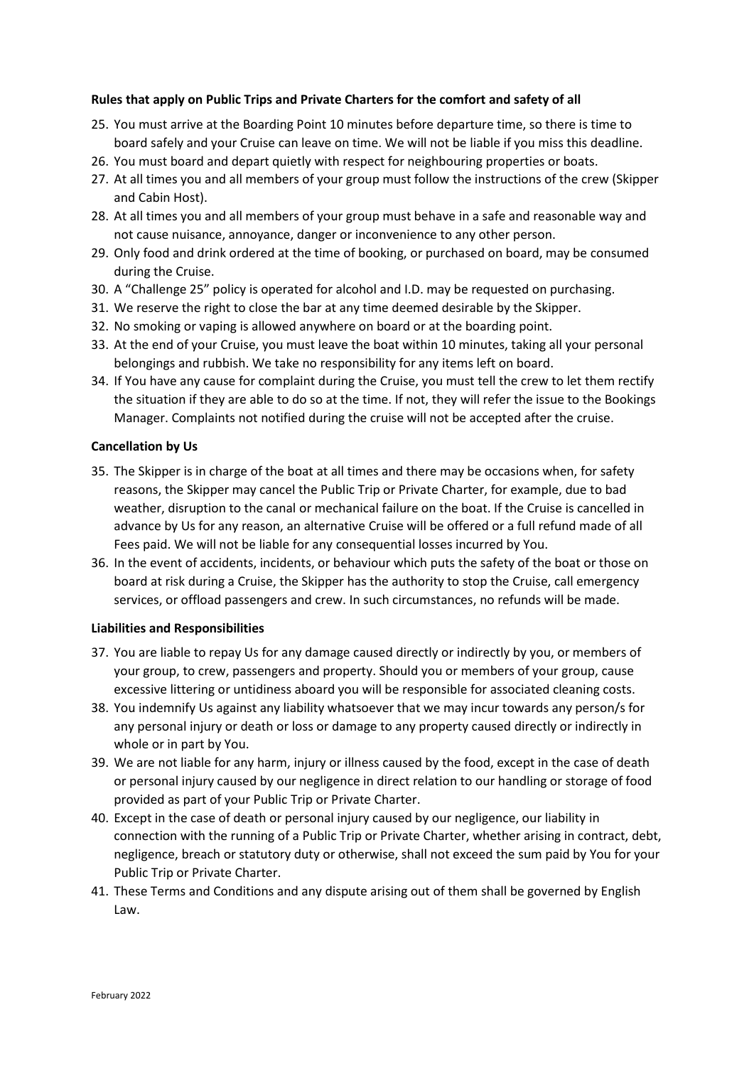**Rules that apply on Public Trips and Private Charters for the comfort and safety of all**

25. You must arrive at the Boarding Point 10 minutes before departure time, so there is time to board safely and your Cruise can leave on time. We will not be liable if you miss this deadline.
26. You must board and depart quietly with respect for neighbouring properties or boats.
27. At all times you and all members of your group must follow the instructions of the crew (Skipper and Cabin Host).
28. At all times you and all members of your group must behave in a safe and reasonable way and not cause nuisance, annoyance, danger or inconvenience to any other person.
29. Only food and drink ordered at the time of booking, or purchased on board, may be consumed during the Cruise.
30. A "Challenge 25" policy is operated for alcohol and I.D. may be requested on purchasing.
31. We reserve the right to close the bar at any time deemed desirable by the Skipper.
32. No smoking or vaping is allowed anywhere on board or at the boarding point.
33. At the end of your Cruise, you must leave the boat within 10 minutes, taking all your personal belongings and rubbish. We take no responsibility for any items left on board.
34. If You have any cause for complaint during the Cruise, you must tell the crew to let them rectify the situation if they are able to do so at the time. If not, they will refer the issue to the Bookings Manager. Complaints not notified during the cruise will not be accepted after the cruise.

**Cancellation by Us**

35. The Skipper is in charge of the boat at all times and there may be occasions when, for safety reasons, the Skipper may cancel the Public Trip or Private Charter, for example, due to bad weather, disruption to the canal or mechanical failure on the boat. If the Cruise is cancelled in advance by Us for any reason, an alternative Cruise will be offered or a full refund made of all Fees paid. We will not be liable for any consequential losses incurred by You.
36. In the event of accidents, incidents, or behaviour which puts the safety of the boat or those on board at risk during a Cruise, the Skipper has the authority to stop the Cruise, call emergency services, or offload passengers and crew. In such circumstances, no refunds will be made.

**Liabilities and Responsibilities**

37. You are liable to repay Us for any damage caused directly or indirectly by you, or members of your group, to crew, passengers and property. Should you or members of your group, cause excessive littering or untidiness aboard you will be responsible for associated cleaning costs.
38. You indemnify Us against any liability whatsoever that we may incur towards any person/s for any personal injury or death or loss or damage to any property caused directly or indirectly in whole or in part by You.
39. We are not liable for any harm, injury or illness caused by the food, except in the case of death or personal injury caused by our negligence in direct relation to our handling or storage of food provided as part of your Public Trip or Private Charter.
40. Except in the case of death or personal injury caused by our negligence, our liability in connection with the running of a Public Trip or Private Charter, whether arising in contract, debt, negligence, breach or statutory duty or otherwise, shall not exceed the sum paid by You for your Public Trip or Private Charter.
41. These Terms and Conditions and any dispute arising out of them shall be governed by English Law.

February 2022